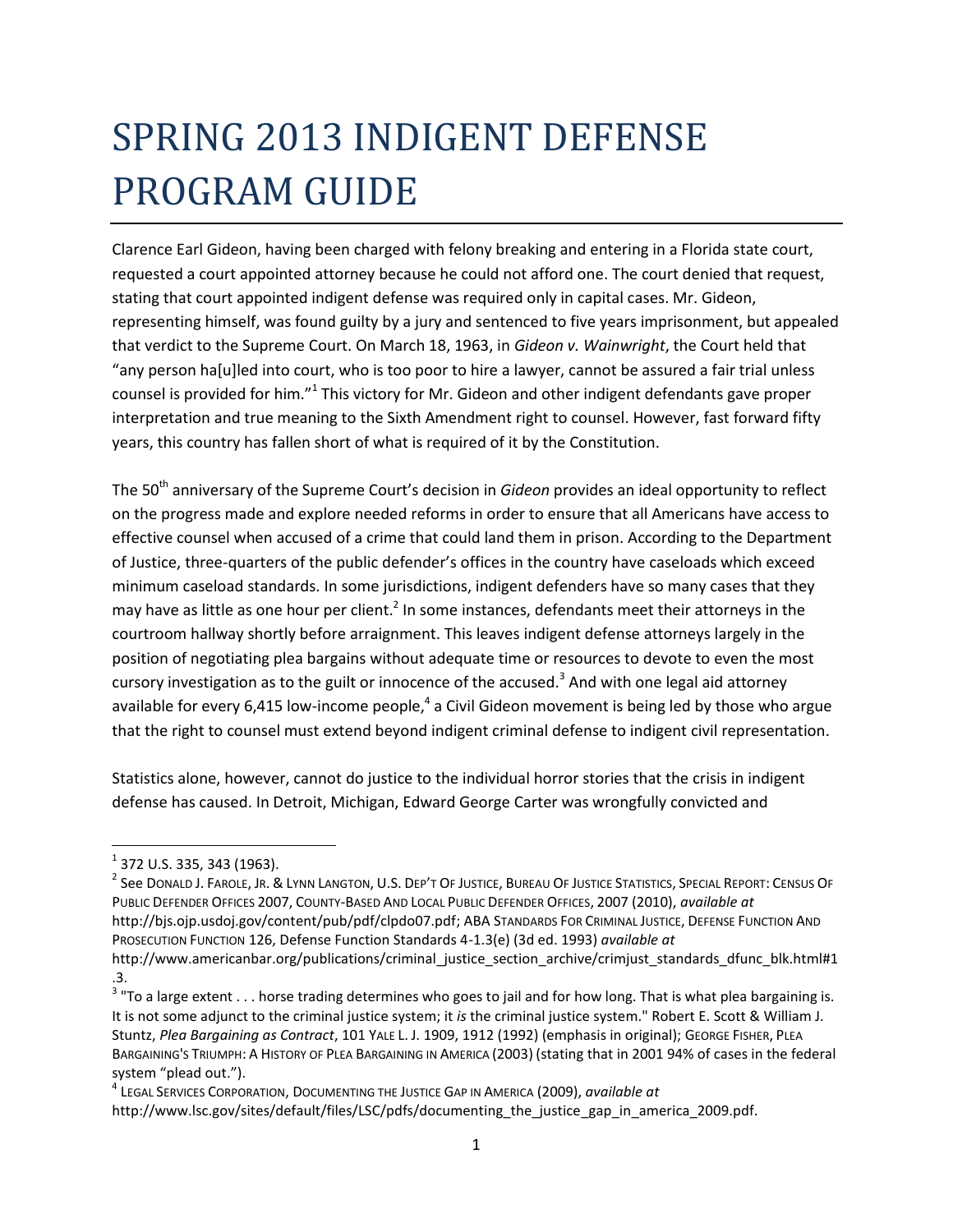# SPRING 2013 INDIGENT DEFENSE PROGRAM GUIDE

Clarence Earl Gideon, having been charged with felony breaking and entering in a Florida state court, requested a court appointed attorney because he could not afford one. The court denied that request, stating that court appointed indigent defense was required only in capital cases. Mr. Gideon, representing himself, was found guilty by a jury and sentenced to five years imprisonment, but appealed that verdict to the Supreme Court. On March 18, 1963, in *Gideon v. Wainwright*, the Court held that "any person ha[u]led into court, who is too poor to hire a lawyer, cannot be assured a fair trial unless counsel is provided for him."[1] This victory for Mr. Gideon and other indigent defendants gave proper interpretation and true meaning to the Sixth Amendment right to counsel. However, fast forward fifty years, this country has fallen short of what is required of it by the Constitution.

The 50th anniversary of the Supreme Court's decision in *Gideon* provides an ideal opportunity to reflect on the progress made and explore needed reforms in order to ensure that all Americans have access to effective counsel when accused of a crime that could land them in prison. According to the Department of Justice, three-quarters of the public defender's offices in the country have caseloads which exceed minimum caseload standards. In some jurisdictions, indigent defenders have so many cases that they may have as little as one hour per client.[2] In some instances, defendants meet their attorneys in the courtroom hallway shortly before arraignment. This leaves indigent defense attorneys largely in the position of negotiating plea bargains without adequate time or resources to devote to even the most cursory investigation as to the guilt or innocence of the accused.[3] And with one legal aid attorney available for every 6,415 low-income people,[4] a Civil Gideon movement is being led by those who argue that the right to counsel must extend beyond indigent criminal defense to indigent civil representation.

Statistics alone, however, cannot do justice to the individual horror stories that the crisis in indigent defense has caused. In Detroit, Michigan, Edward George Carter was wrongfully convicted and

---

[1] 372 U.S. 335, 343 (1963).

[2] See Donald J. Farole, Jr. & Lynn Langton, U.S. Dep't Of Justice, Bureau Of Justice Statistics, Special Report: Census Of Public Defender Offices 2007, County-Based And Local Public Defender Offices, 2007 (2010), *available at* http://bjs.ojp.usdoj.gov/content/pub/pdf/clpdo07.pdf; ABA Standards For Criminal Justice, Defense Function And Prosecution Function 126, Defense Function Standards 4-1.3(e) (3d ed. 1993) *available at* http://www.americanbar.org/publications/criminal_justice_section_archive/crimjust_standards_dfunc_blk.html#1.3.

[3] "To a large extent . . . horse trading determines who goes to jail and for how long. That is what plea bargaining is. It is not some adjunct to the criminal justice system; it *is* the criminal justice system." Robert E. Scott & William J. Stuntz, *Plea Bargaining as Contract*, 101 Yale L. J. 1909, 1912 (1992) (emphasis in original); George Fisher, Plea Bargaining's Triumph: A History of Plea Bargaining in America (2003) (stating that in 2001 94% of cases in the federal system "plead out.").

[4] Legal Services Corporation, Documenting the Justice Gap in America (2009), *available at* http://www.lsc.gov/sites/default/files/LSC/pdfs/documenting_the_justice_gap_in_america_2009.pdf.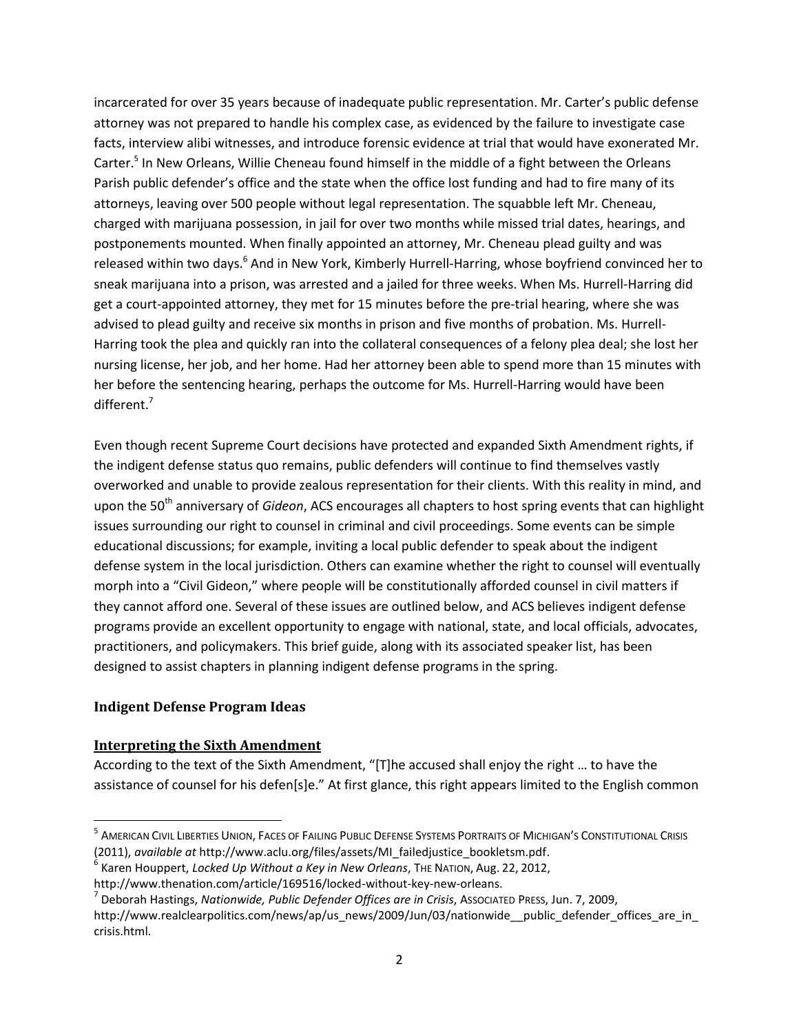incarcerated for over 35 years because of inadequate public representation. Mr. Carter's public defense attorney was not prepared to handle his complex case, as evidenced by the failure to investigate case facts, interview alibi witnesses, and introduce forensic evidence at trial that would have exonerated Mr. Carter.[5] In New Orleans, Willie Cheneau found himself in the middle of a fight between the Orleans Parish public defender's office and the state when the office lost funding and had to fire many of its attorneys, leaving over 500 people without legal representation. The squabble left Mr. Cheneau, charged with marijuana possession, in jail for over two months while missed trial dates, hearings, and postponements mounted. When finally appointed an attorney, Mr. Cheneau plead guilty and was released within two days.[6] And in New York, Kimberly Hurrell-Harring, whose boyfriend convinced her to sneak marijuana into a prison, was arrested and a jailed for three weeks. When Ms. Hurrell-Harring did get a court-appointed attorney, they met for 15 minutes before the pre-trial hearing, where she was advised to plead guilty and receive six months in prison and five months of probation. Ms. Hurrell-Harring took the plea and quickly ran into the collateral consequences of a felony plea deal; she lost her nursing license, her job, and her home. Had her attorney been able to spend more than 15 minutes with her before the sentencing hearing, perhaps the outcome for Ms. Hurrell-Harring would have been different.[7]

Even though recent Supreme Court decisions have protected and expanded Sixth Amendment rights, if the indigent defense status quo remains, public defenders will continue to find themselves vastly overworked and unable to provide zealous representation for their clients. With this reality in mind, and upon the 50th anniversary of *Gideon*, ACS encourages all chapters to host spring events that can highlight issues surrounding our right to counsel in criminal and civil proceedings. Some events can be simple educational discussions; for example, inviting a local public defender to speak about the indigent defense system in the local jurisdiction. Others can examine whether the right to counsel will eventually morph into a "Civil Gideon," where people will be constitutionally afforded counsel in civil matters if they cannot afford one. Several of these issues are outlined below, and ACS believes indigent defense programs provide an excellent opportunity to engage with national, state, and local officials, advocates, practitioners, and policymakers. This brief guide, along with its associated speaker list, has been designed to assist chapters in planning indigent defense programs in the spring.

## Indigent Defense Program Ideas

### Interpreting the Sixth Amendment

According to the text of the Sixth Amendment, "[T]he accused shall enjoy the right … to have the assistance of counsel for his defen[s]e." At first glance, this right appears limited to the English common

---

[5] American Civil Liberties Union, Faces of Failing Public Defense Systems Portraits of Michigan's Constitutional Crisis (2011), *available at* http://www.aclu.org/files/assets/MI_failedjustice_bookletsm.pdf.

[6] Karen Houppert, *Locked Up Without a Key in New Orleans*, The Nation, Aug. 22, 2012, http://www.thenation.com/article/169516/locked-without-key-new-orleans.

[7] Deborah Hastings, *Nationwide, Public Defender Offices are in Crisis*, Associated Press, Jun. 7, 2009, http://www.realclearpolitics.com/news/ap/us_news/2009/Jun/03/nationwide__public_defender_offices_are_in_crisis.html.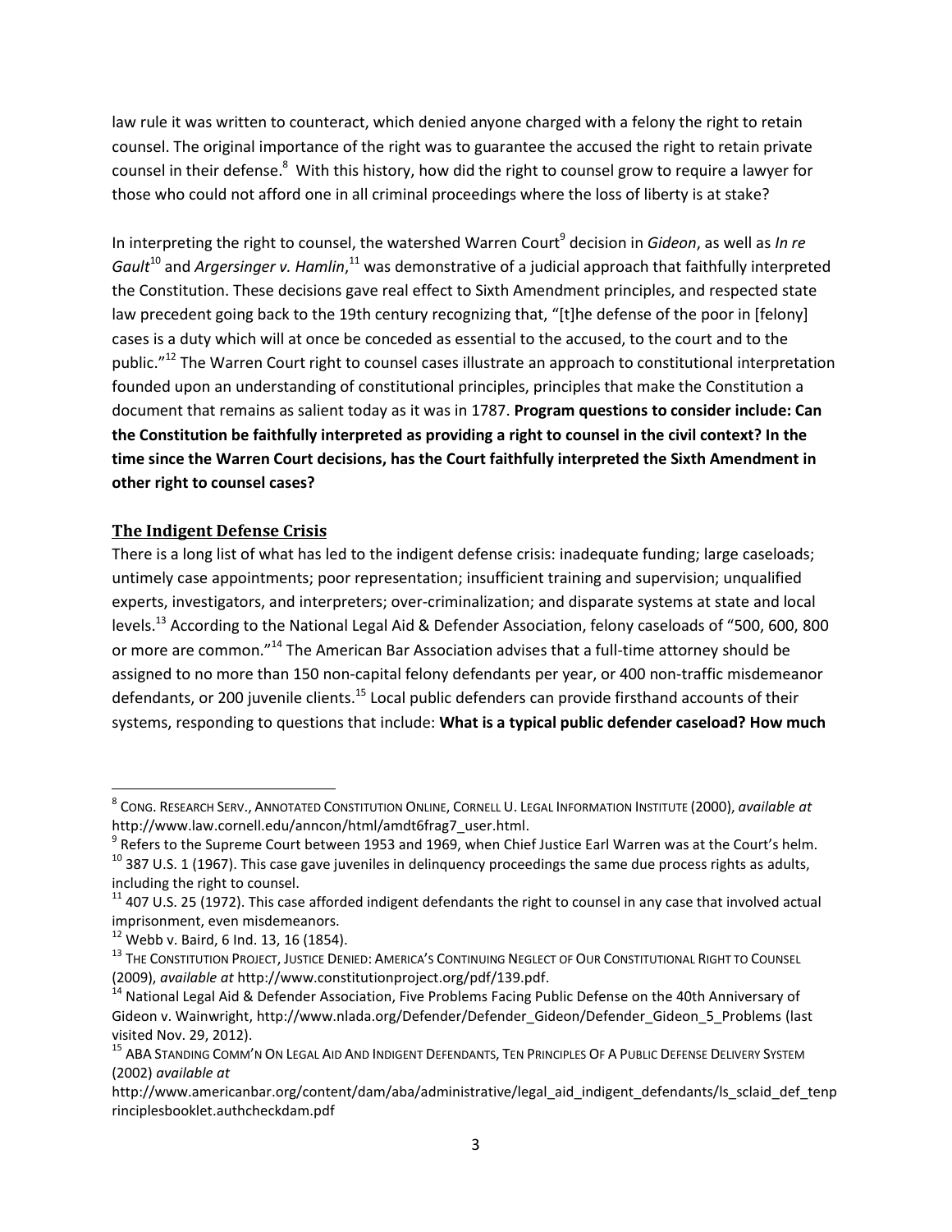law rule it was written to counteract, which denied anyone charged with a felony the right to retain counsel. The original importance of the right was to guarantee the accused the right to retain private counsel in their defense.[8] With this history, how did the right to counsel grow to require a lawyer for those who could not afford one in all criminal proceedings where the loss of liberty is at stake?

In interpreting the right to counsel, the watershed Warren Court[9] decision in *Gideon*, as well as *In re Gault*[10] and *Argersinger v. Hamlin*,[11] was demonstrative of a judicial approach that faithfully interpreted the Constitution. These decisions gave real effect to Sixth Amendment principles, and respected state law precedent going back to the 19th century recognizing that, "[t]he defense of the poor in [felony] cases is a duty which will at once be conceded as essential to the accused, to the court and to the public."[12] The Warren Court right to counsel cases illustrate an approach to constitutional interpretation founded upon an understanding of constitutional principles, principles that make the Constitution a document that remains as salient today as it was in 1787. **Program questions to consider include: Can the Constitution be faithfully interpreted as providing a right to counsel in the civil context? In the time since the Warren Court decisions, has the Court faithfully interpreted the Sixth Amendment in other right to counsel cases?**

## The Indigent Defense Crisis

There is a long list of what has led to the indigent defense crisis: inadequate funding; large caseloads; untimely case appointments; poor representation; insufficient training and supervision; unqualified experts, investigators, and interpreters; over-criminalization; and disparate systems at state and local levels.[13] According to the National Legal Aid & Defender Association, felony caseloads of "500, 600, 800 or more are common."[14] The American Bar Association advises that a full-time attorney should be assigned to no more than 150 non-capital felony defendants per year, or 400 non-traffic misdemeanor defendants, or 200 juvenile clients.[15] Local public defenders can provide firsthand accounts of their systems, responding to questions that include: **What is a typical public defender caseload? How much**

---

[8] CONG. RESEARCH SERV., ANNOTATED CONSTITUTION ONLINE, CORNELL U. LEGAL INFORMATION INSTITUTE (2000), *available at* http://www.law.cornell.edu/anncon/html/amdt6frag7_user.html.

[9] Refers to the Supreme Court between 1953 and 1969, when Chief Justice Earl Warren was at the Court's helm.

[10] 387 U.S. 1 (1967). This case gave juveniles in delinquency proceedings the same due process rights as adults, including the right to counsel.

[11] 407 U.S. 25 (1972). This case afforded indigent defendants the right to counsel in any case that involved actual imprisonment, even misdemeanors.

[12] Webb v. Baird, 6 Ind. 13, 16 (1854).

[13] THE CONSTITUTION PROJECT, JUSTICE DENIED: AMERICA'S CONTINUING NEGLECT OF OUR CONSTITUTIONAL RIGHT TO COUNSEL (2009), *available at* http://www.constitutionproject.org/pdf/139.pdf.

[14] National Legal Aid & Defender Association, Five Problems Facing Public Defense on the 40th Anniversary of Gideon v. Wainwright, http://www.nlada.org/Defender/Defender_Gideon/Defender_Gideon_5_Problems (last visited Nov. 29, 2012).

[15] ABA STANDING COMM'N ON LEGAL AID AND INDIGENT DEFENDANTS, TEN PRINCIPLES OF A PUBLIC DEFENSE DELIVERY SYSTEM (2002) *available at* http://www.americanbar.org/content/dam/aba/administrative/legal_aid_indigent_defendants/ls_sclaid_def_tenprinciplesbooklet.authcheckdam.pdf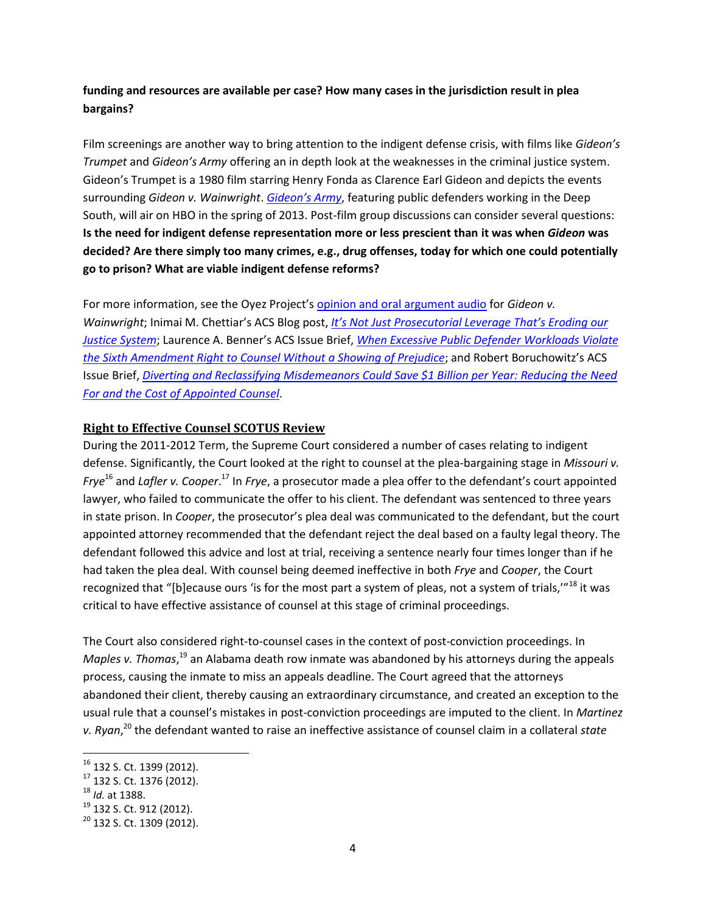**funding and resources are available per case? How many cases in the jurisdiction result in plea bargains?**

Film screenings are another way to bring attention to the indigent defense crisis, with films like *Gideon's Trumpet* and *Gideon's Army* offering an in depth look at the weaknesses in the criminal justice system. Gideon's Trumpet is a 1980 film starring Henry Fonda as Clarence Earl Gideon and depicts the events surrounding *Gideon v. Wainwright*. *Gideon's Army*, featuring public defenders working in the Deep South, will air on HBO in the spring of 2013. Post-film group discussions can consider several questions: **Is the need for indigent defense representation more or less prescient than it was when *Gideon* was decided? Are there simply too many crimes, e.g., drug offenses, today for which one could potentially go to prison? What are viable indigent defense reforms?**

For more information, see the Oyez Project's opinion and oral argument audio for *Gideon v. Wainwright*; Inimai M. Chettiar's ACS Blog post, *It's Not Just Prosecutorial Leverage That's Eroding our Justice System*; Laurence A. Benner's ACS Issue Brief, *When Excessive Public Defender Workloads Violate the Sixth Amendment Right to Counsel Without a Showing of Prejudice*; and Robert Boruchowitz's ACS Issue Brief, *Diverting and Reclassifying Misdemeanors Could Save $1 Billion per Year: Reducing the Need For and the Cost of Appointed Counsel*.

## Right to Effective Counsel SCOTUS Review

During the 2011-2012 Term, the Supreme Court considered a number of cases relating to indigent defense. Significantly, the Court looked at the right to counsel at the plea-bargaining stage in *Missouri v. Frye*[16] and *Lafler v. Cooper*.[17] In *Frye*, a prosecutor made a plea offer to the defendant's court appointed lawyer, who failed to communicate the offer to his client. The defendant was sentenced to three years in state prison. In *Cooper*, the prosecutor's plea deal was communicated to the defendant, but the court appointed attorney recommended that the defendant reject the deal based on a faulty legal theory. The defendant followed this advice and lost at trial, receiving a sentence nearly four times longer than if he had taken the plea deal. With counsel being deemed ineffective in both *Frye* and *Cooper*, the Court recognized that "[b]ecause ours 'is for the most part a system of pleas, not a system of trials,'"[18] it was critical to have effective assistance of counsel at this stage of criminal proceedings.

The Court also considered right-to-counsel cases in the context of post-conviction proceedings. In *Maples v. Thomas*,[19] an Alabama death row inmate was abandoned by his attorneys during the appeals process, causing the inmate to miss an appeals deadline. The Court agreed that the attorneys abandoned their client, thereby causing an extraordinary circumstance, and created an exception to the usual rule that a counsel's mistakes in post-conviction proceedings are imputed to the client. In *Martinez v. Ryan*,[20] the defendant wanted to raise an ineffective assistance of counsel claim in a collateral *state*

[16] 132 S. Ct. 1399 (2012).
[17] 132 S. Ct. 1376 (2012).
[18] *Id.* at 1388.
[19] 132 S. Ct. 912 (2012).
[20] 132 S. Ct. 1309 (2012).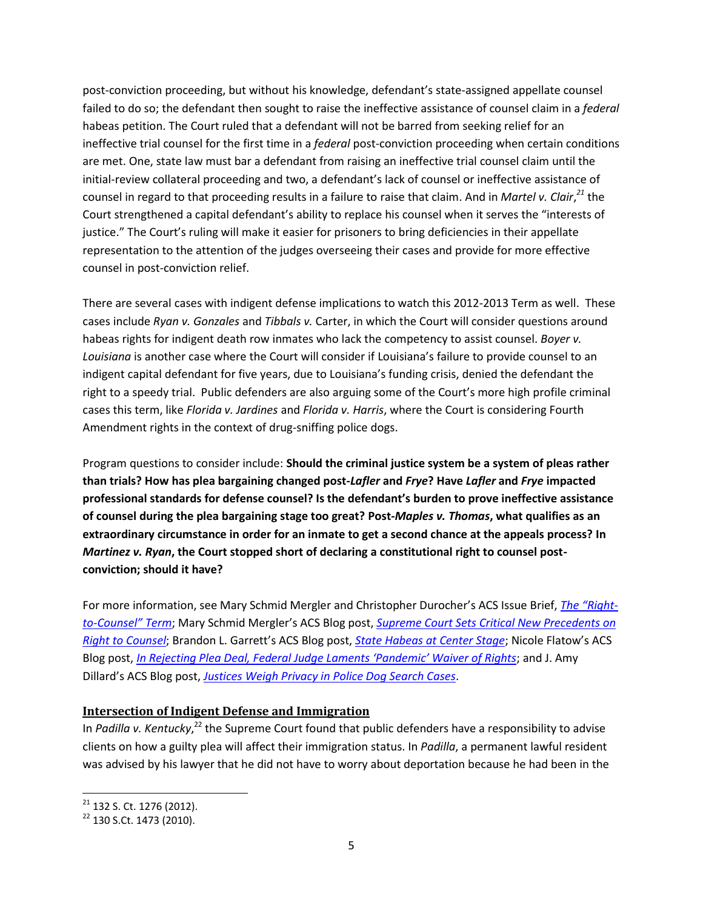post-conviction proceeding, but without his knowledge, defendant's state-assigned appellate counsel failed to do so; the defendant then sought to raise the ineffective assistance of counsel claim in a *federal* habeas petition. The Court ruled that a defendant will not be barred from seeking relief for an ineffective trial counsel for the first time in a *federal* post-conviction proceeding when certain conditions are met. One, state law must bar a defendant from raising an ineffective trial counsel claim until the initial-review collateral proceeding and two, a defendant's lack of counsel or ineffective assistance of counsel in regard to that proceeding results in a failure to raise that claim. And in *Martel v. Clair*,[21] the Court strengthened a capital defendant's ability to replace his counsel when it serves the "interests of justice." The Court's ruling will make it easier for prisoners to bring deficiencies in their appellate representation to the attention of the judges overseeing their cases and provide for more effective counsel in post-conviction relief.

There are several cases with indigent defense implications to watch this 2012-2013 Term as well. These cases include *Ryan v. Gonzales* and *Tibbals v.* Carter, in which the Court will consider questions around habeas rights for indigent death row inmates who lack the competency to assist counsel. *Boyer v. Louisiana* is another case where the Court will consider if Louisiana's failure to provide counsel to an indigent capital defendant for five years, due to Louisiana's funding crisis, denied the defendant the right to a speedy trial. Public defenders are also arguing some of the Court's more high profile criminal cases this term, like *Florida v. Jardines* and *Florida v. Harris*, where the Court is considering Fourth Amendment rights in the context of drug-sniffing police dogs.

Program questions to consider include: **Should the criminal justice system be a system of pleas rather than trials? How has plea bargaining changed post-*Lafler* and *Frye*? Have *Lafler* and *Frye* impacted professional standards for defense counsel? Is the defendant's burden to prove ineffective assistance of counsel during the plea bargaining stage too great? Post-*Maples v. Thomas*, what qualifies as an extraordinary circumstance in order for an inmate to get a second chance at the appeals process? In *Martinez v. Ryan*, the Court stopped short of declaring a constitutional right to counsel post-conviction; should it have?**

For more information, see Mary Schmid Mergler and Christopher Durocher's ACS Issue Brief, *The "Right-to-Counsel" Term*; Mary Schmid Mergler's ACS Blog post, *Supreme Court Sets Critical New Precedents on Right to Counsel*; Brandon L. Garrett's ACS Blog post, *State Habeas at Center Stage*; Nicole Flatow's ACS Blog post, *In Rejecting Plea Deal, Federal Judge Laments 'Pandemic' Waiver of Rights*; and J. Amy Dillard's ACS Blog post, *Justices Weigh Privacy in Police Dog Search Cases*.

## Intersection of Indigent Defense and Immigration

In *Padilla v. Kentucky*,[22] the Supreme Court found that public defenders have a responsibility to advise clients on how a guilty plea will affect their immigration status. In *Padilla*, a permanent lawful resident was advised by his lawyer that he did not have to worry about deportation because he had been in the

[21] 132 S. Ct. 1276 (2012).

[22] 130 S.Ct. 1473 (2010).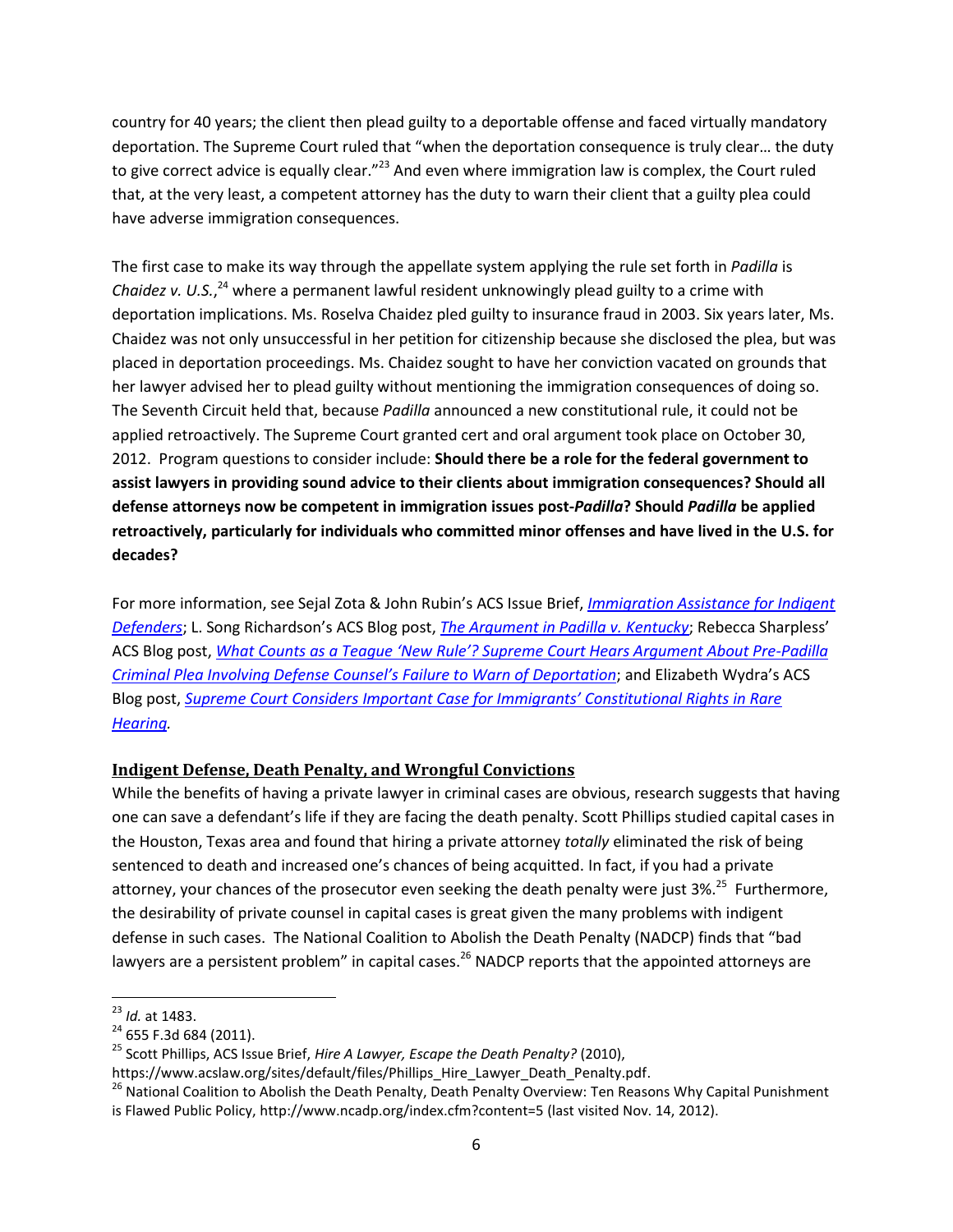country for 40 years; the client then plead guilty to a deportable offense and faced virtually mandatory deportation. The Supreme Court ruled that "when the deportation consequence is truly clear… the duty to give correct advice is equally clear."[23] And even where immigration law is complex, the Court ruled that, at the very least, a competent attorney has the duty to warn their client that a guilty plea could have adverse immigration consequences.

The first case to make its way through the appellate system applying the rule set forth in *Padilla* is *Chaidez v. U.S.*,[24] where a permanent lawful resident unknowingly plead guilty to a crime with deportation implications. Ms. Roselva Chaidez pled guilty to insurance fraud in 2003. Six years later, Ms. Chaidez was not only unsuccessful in her petition for citizenship because she disclosed the plea, but was placed in deportation proceedings. Ms. Chaidez sought to have her conviction vacated on grounds that her lawyer advised her to plead guilty without mentioning the immigration consequences of doing so. The Seventh Circuit held that, because *Padilla* announced a new constitutional rule, it could not be applied retroactively. The Supreme Court granted cert and oral argument took place on October 30, 2012. Program questions to consider include: **Should there be a role for the federal government to assist lawyers in providing sound advice to their clients about immigration consequences? Should all defense attorneys now be competent in immigration issues post-*Padilla*? Should *Padilla* be applied retroactively, particularly for individuals who committed minor offenses and have lived in the U.S. for decades?**

For more information, see Sejal Zota & John Rubin's ACS Issue Brief, *Immigration Assistance for Indigent Defenders*; L. Song Richardson's ACS Blog post, *The Argument in Padilla v. Kentucky*; Rebecca Sharpless' ACS Blog post, *What Counts as a Teague 'New Rule'? Supreme Court Hears Argument About Pre-Padilla Criminal Plea Involving Defense Counsel's Failure to Warn of Deportation*; and Elizabeth Wydra's ACS Blog post, *Supreme Court Considers Important Case for Immigrants' Constitutional Rights in Rare Hearing.*

## Indigent Defense, Death Penalty, and Wrongful Convictions

While the benefits of having a private lawyer in criminal cases are obvious, research suggests that having one can save a defendant's life if they are facing the death penalty. Scott Phillips studied capital cases in the Houston, Texas area and found that hiring a private attorney *totally* eliminated the risk of being sentenced to death and increased one's chances of being acquitted. In fact, if you had a private attorney, your chances of the prosecutor even seeking the death penalty were just 3%.[25] Furthermore, the desirability of private counsel in capital cases is great given the many problems with indigent defense in such cases. The National Coalition to Abolish the Death Penalty (NADCP) finds that "bad lawyers are a persistent problem" in capital cases.[26] NADCP reports that the appointed attorneys are

---

[23] *Id.* at 1483.

[24] 655 F.3d 684 (2011).

[25] Scott Phillips, ACS Issue Brief, *Hire A Lawyer, Escape the Death Penalty?* (2010), https://www.acslaw.org/sites/default/files/Phillips_Hire_Lawyer_Death_Penalty.pdf.

[26] National Coalition to Abolish the Death Penalty, Death Penalty Overview: Ten Reasons Why Capital Punishment is Flawed Public Policy, http://www.ncadp.org/index.cfm?content=5 (last visited Nov. 14, 2012).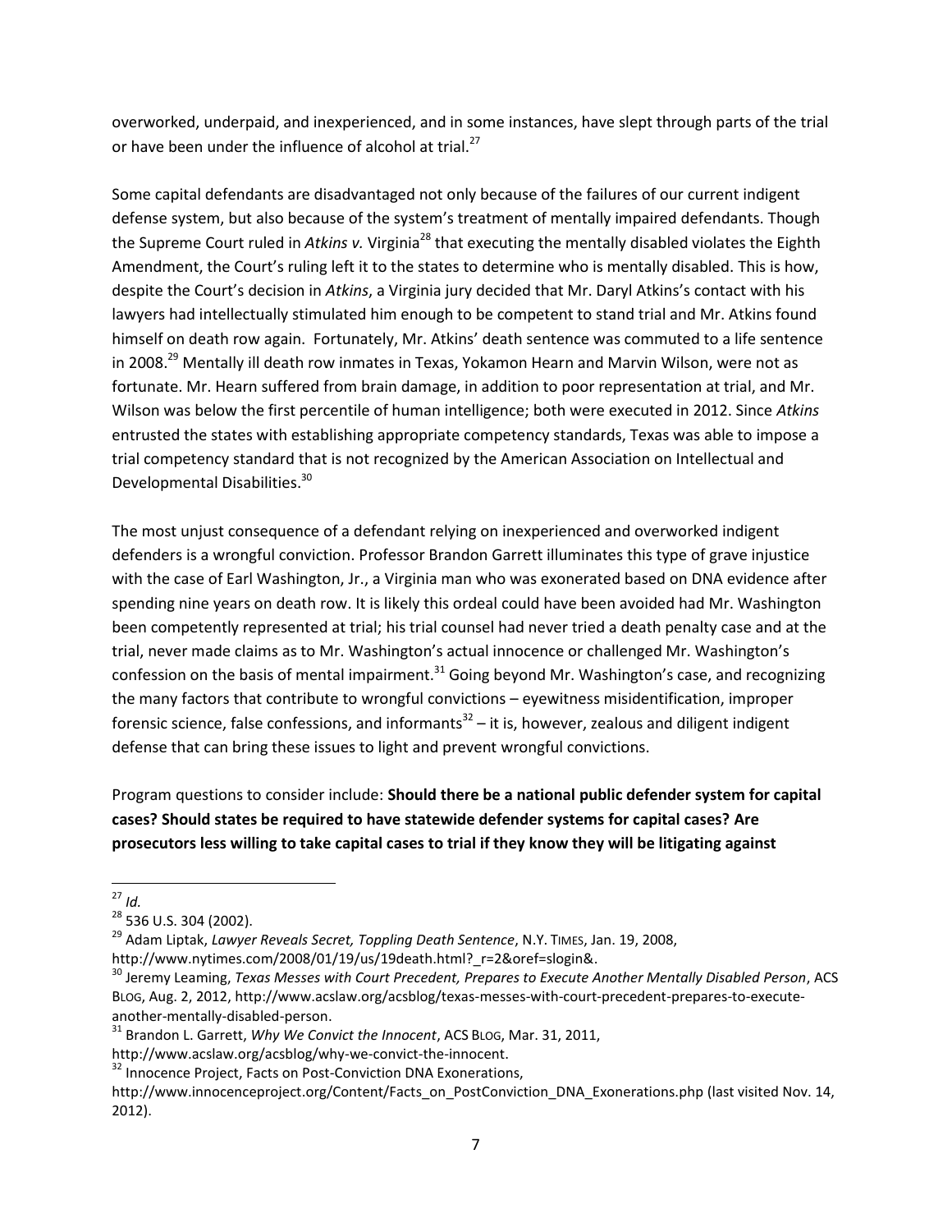overworked, underpaid, and inexperienced, and in some instances, have slept through parts of the trial or have been under the influence of alcohol at trial.[27]

Some capital defendants are disadvantaged not only because of the failures of our current indigent defense system, but also because of the system's treatment of mentally impaired defendants. Though the Supreme Court ruled in *Atkins v.* Virginia[28] that executing the mentally disabled violates the Eighth Amendment, the Court's ruling left it to the states to determine who is mentally disabled. This is how, despite the Court's decision in *Atkins*, a Virginia jury decided that Mr. Daryl Atkins's contact with his lawyers had intellectually stimulated him enough to be competent to stand trial and Mr. Atkins found himself on death row again. Fortunately, Mr. Atkins' death sentence was commuted to a life sentence in 2008.[29] Mentally ill death row inmates in Texas, Yokamon Hearn and Marvin Wilson, were not as fortunate. Mr. Hearn suffered from brain damage, in addition to poor representation at trial, and Mr. Wilson was below the first percentile of human intelligence; both were executed in 2012. Since *Atkins* entrusted the states with establishing appropriate competency standards, Texas was able to impose a trial competency standard that is not recognized by the American Association on Intellectual and Developmental Disabilities.[30]

The most unjust consequence of a defendant relying on inexperienced and overworked indigent defenders is a wrongful conviction. Professor Brandon Garrett illuminates this type of grave injustice with the case of Earl Washington, Jr., a Virginia man who was exonerated based on DNA evidence after spending nine years on death row. It is likely this ordeal could have been avoided had Mr. Washington been competently represented at trial; his trial counsel had never tried a death penalty case and at the trial, never made claims as to Mr. Washington's actual innocence or challenged Mr. Washington's confession on the basis of mental impairment.[31] Going beyond Mr. Washington's case, and recognizing the many factors that contribute to wrongful convictions – eyewitness misidentification, improper forensic science, false confessions, and informants[32] – it is, however, zealous and diligent indigent defense that can bring these issues to light and prevent wrongful convictions.

Program questions to consider include: **Should there be a national public defender system for capital cases? Should states be required to have statewide defender systems for capital cases? Are prosecutors less willing to take capital cases to trial if they know they will be litigating against**

---

[27] *Id.*

[28] 536 U.S. 304 (2002).

[29] Adam Liptak, *Lawyer Reveals Secret, Toppling Death Sentence*, N.Y. TIMES, Jan. 19, 2008, http://www.nytimes.com/2008/01/19/us/19death.html?_r=2&oref=slogin&.

[30] Jeremy Leaming, *Texas Messes with Court Precedent, Prepares to Execute Another Mentally Disabled Person*, ACS BLOG, Aug. 2, 2012, http://www.acslaw.org/acsblog/texas-messes-with-court-precedent-prepares-to-execute-another-mentally-disabled-person.

[31] Brandon L. Garrett, *Why We Convict the Innocent*, ACS BLOG, Mar. 31, 2011, http://www.acslaw.org/acsblog/why-we-convict-the-innocent.

[32] Innocence Project, Facts on Post-Conviction DNA Exonerations, http://www.innocenceproject.org/Content/Facts_on_PostConviction_DNA_Exonerations.php (last visited Nov. 14, 2012).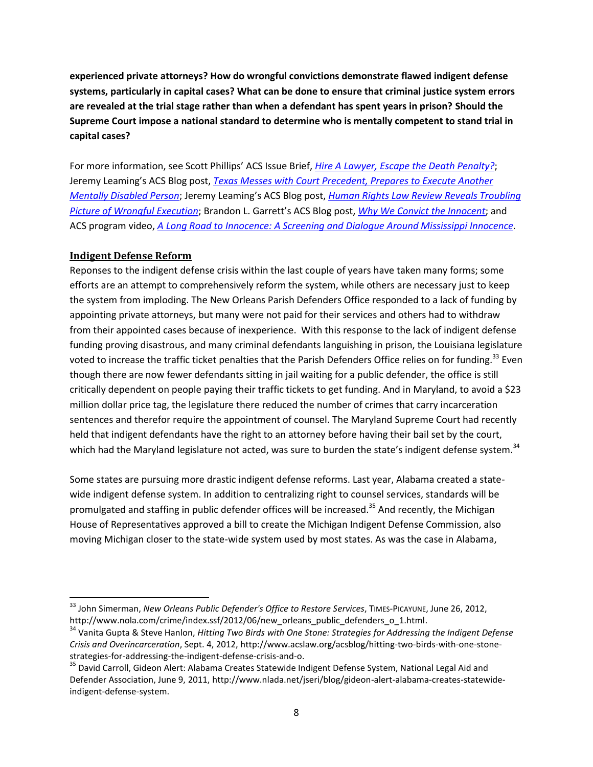**experienced private attorneys? How do wrongful convictions demonstrate flawed indigent defense systems, particularly in capital cases? What can be done to ensure that criminal justice system errors are revealed at the trial stage rather than when a defendant has spent years in prison? Should the Supreme Court impose a national standard to determine who is mentally competent to stand trial in capital cases?**

For more information, see Scott Phillips' ACS Issue Brief, *Hire A Lawyer, Escape the Death Penalty?*; Jeremy Leaming's ACS Blog post, *Texas Messes with Court Precedent, Prepares to Execute Another Mentally Disabled Person*; Jeremy Leaming's ACS Blog post, *Human Rights Law Review Reveals Troubling Picture of Wrongful Execution*; Brandon L. Garrett's ACS Blog post, *Why We Convict the Innocent*; and ACS program video, *A Long Road to Innocence: A Screening and Dialogue Around Mississippi Innocence.*

## Indigent Defense Reform

Reponses to the indigent defense crisis within the last couple of years have taken many forms; some efforts are an attempt to comprehensively reform the system, while others are necessary just to keep the system from imploding. The New Orleans Parish Defenders Office responded to a lack of funding by appointing private attorneys, but many were not paid for their services and others had to withdraw from their appointed cases because of inexperience. With this response to the lack of indigent defense funding proving disastrous, and many criminal defendants languishing in prison, the Louisiana legislature voted to increase the traffic ticket penalties that the Parish Defenders Office relies on for funding.[33] Even though there are now fewer defendants sitting in jail waiting for a public defender, the office is still critically dependent on people paying their traffic tickets to get funding. And in Maryland, to avoid a $23 million dollar price tag, the legislature there reduced the number of crimes that carry incarceration sentences and therefor require the appointment of counsel. The Maryland Supreme Court had recently held that indigent defendants have the right to an attorney before having their bail set by the court, which had the Maryland legislature not acted, was sure to burden the state's indigent defense system.[34]

Some states are pursuing more drastic indigent defense reforms. Last year, Alabama created a state-wide indigent defense system. In addition to centralizing right to counsel services, standards will be promulgated and staffing in public defender offices will be increased.[35] And recently, the Michigan House of Representatives approved a bill to create the Michigan Indigent Defense Commission, also moving Michigan closer to the state-wide system used by most states. As was the case in Alabama,

---

[33] John Simerman, *New Orleans Public Defender's Office to Restore Services*, TIMES-PICAYUNE, June 26, 2012, http://www.nola.com/crime/index.ssf/2012/06/new_orleans_public_defenders_o_1.html.

[34] Vanita Gupta & Steve Hanlon, *Hitting Two Birds with One Stone: Strategies for Addressing the Indigent Defense Crisis and Overincarceration*, Sept. 4, 2012, http://www.acslaw.org/acsblog/hitting-two-birds-with-one-stone-strategies-for-addressing-the-indigent-defense-crisis-and-o.

[35] David Carroll, Gideon Alert: Alabama Creates Statewide Indigent Defense System, National Legal Aid and Defender Association, June 9, 2011, http://www.nlada.net/jseri/blog/gideon-alert-alabama-creates-statewide-indigent-defense-system.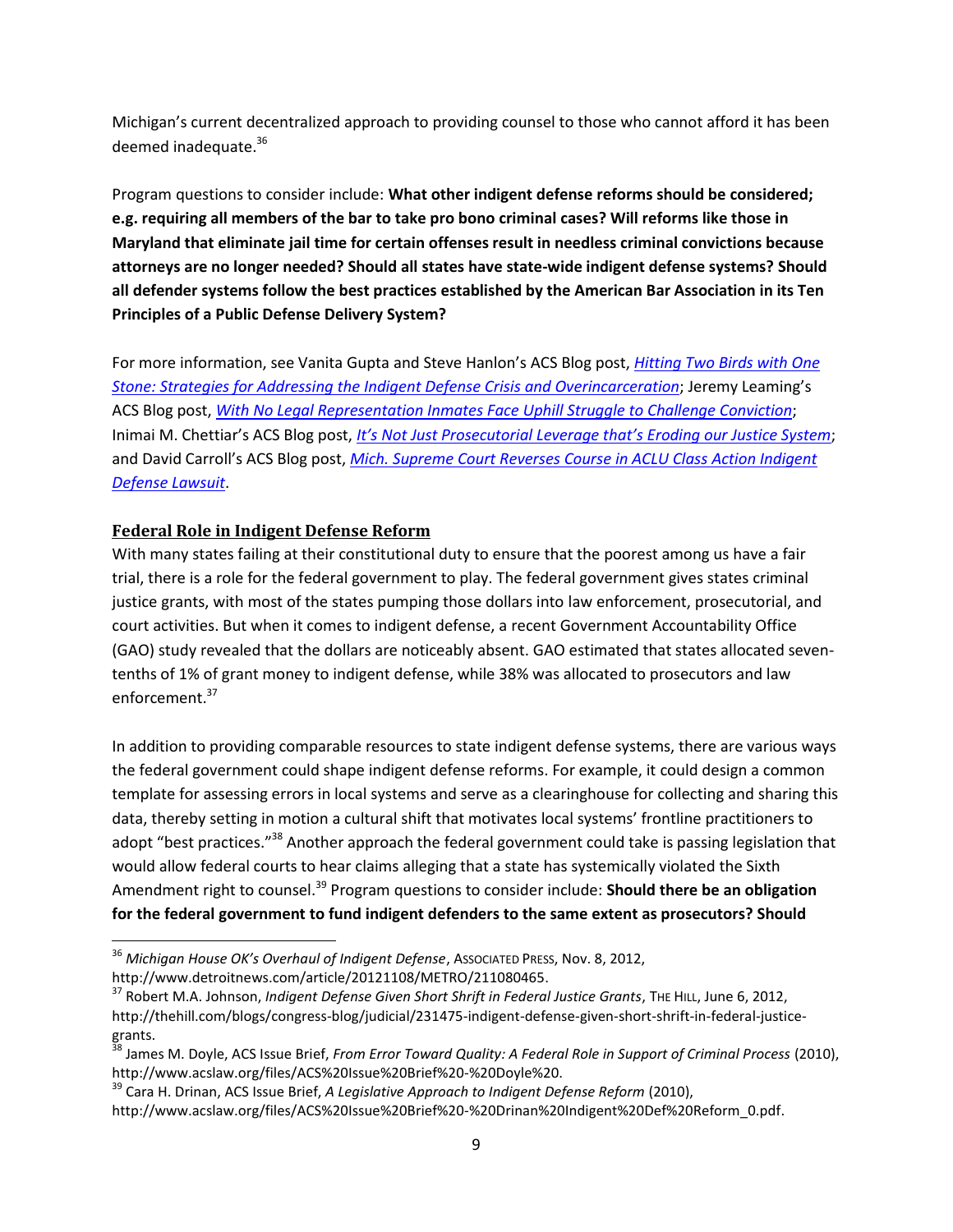Michigan's current decentralized approach to providing counsel to those who cannot afford it has been deemed inadequate.[36]

Program questions to consider include: **What other indigent defense reforms should be considered; e.g. requiring all members of the bar to take pro bono criminal cases? Will reforms like those in Maryland that eliminate jail time for certain offenses result in needless criminal convictions because attorneys are no longer needed? Should all states have state-wide indigent defense systems? Should all defender systems follow the best practices established by the American Bar Association in its Ten Principles of a Public Defense Delivery System?**

For more information, see Vanita Gupta and Steve Hanlon's ACS Blog post, *Hitting Two Birds with One Stone: Strategies for Addressing the Indigent Defense Crisis and Overincarceration*; Jeremy Leaming's ACS Blog post, *With No Legal Representation Inmates Face Uphill Struggle to Challenge Conviction*; Inimai M. Chettiar's ACS Blog post, *It's Not Just Prosecutorial Leverage that's Eroding our Justice System*; and David Carroll's ACS Blog post, *Mich. Supreme Court Reverses Course in ACLU Class Action Indigent Defense Lawsuit*.

## Federal Role in Indigent Defense Reform

With many states failing at their constitutional duty to ensure that the poorest among us have a fair trial, there is a role for the federal government to play. The federal government gives states criminal justice grants, with most of the states pumping those dollars into law enforcement, prosecutorial, and court activities. But when it comes to indigent defense, a recent Government Accountability Office (GAO) study revealed that the dollars are noticeably absent. GAO estimated that states allocated seven-tenths of 1% of grant money to indigent defense, while 38% was allocated to prosecutors and law enforcement.[37]

In addition to providing comparable resources to state indigent defense systems, there are various ways the federal government could shape indigent defense reforms. For example, it could design a common template for assessing errors in local systems and serve as a clearinghouse for collecting and sharing this data, thereby setting in motion a cultural shift that motivates local systems' frontline practitioners to adopt "best practices."[38] Another approach the federal government could take is passing legislation that would allow federal courts to hear claims alleging that a state has systemically violated the Sixth Amendment right to counsel.[39] Program questions to consider include: **Should there be an obligation for the federal government to fund indigent defenders to the same extent as prosecutors? Should**

[36] *Michigan House OK's Overhaul of Indigent Defense*, ASSOCIATED PRESS, Nov. 8, 2012, http://www.detroitnews.com/article/20121108/METRO/211080465.

[37] Robert M.A. Johnson, *Indigent Defense Given Short Shrift in Federal Justice Grants*, THE HILL, June 6, 2012, http://thehill.com/blogs/congress-blog/judicial/231475-indigent-defense-given-short-shrift-in-federal-justice-grants.

[38] James M. Doyle, ACS Issue Brief, *From Error Toward Quality: A Federal Role in Support of Criminal Process* (2010), http://www.acslaw.org/files/ACS%20Issue%20Brief%20-%20Doyle%20.

[39] Cara H. Drinan, ACS Issue Brief, *A Legislative Approach to Indigent Defense Reform* (2010), http://www.acslaw.org/files/ACS%20Issue%20Brief%20-%20Drinan%20Indigent%20Def%20Reform_0.pdf.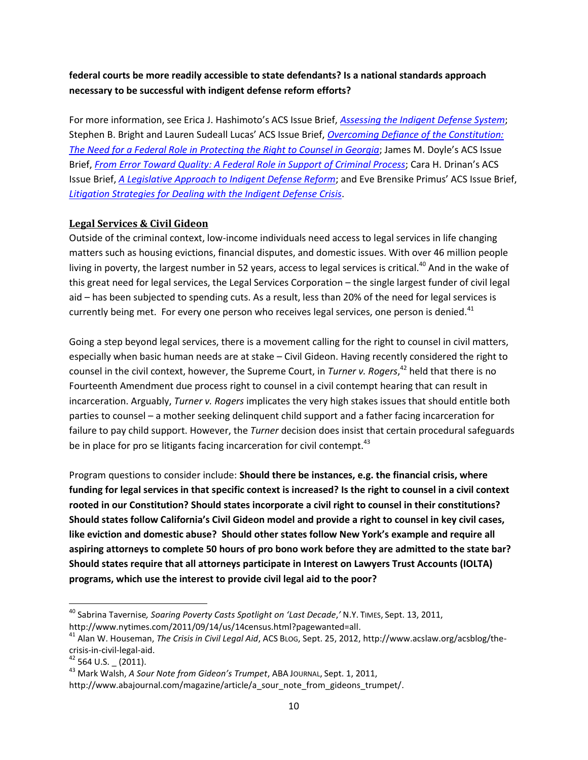**federal courts be more readily accessible to state defendants? Is a national standards approach necessary to be successful with indigent defense reform efforts?**

For more information, see Erica J. Hashimoto's ACS Issue Brief, *Assessing the Indigent Defense System*; Stephen B. Bright and Lauren Sudeall Lucas' ACS Issue Brief, *Overcoming Defiance of the Constitution: The Need for a Federal Role in Protecting the Right to Counsel in Georgia*; James M. Doyle's ACS Issue Brief, *From Error Toward Quality: A Federal Role in Support of Criminal Process*; Cara H. Drinan's ACS Issue Brief, *A Legislative Approach to Indigent Defense Reform*; and Eve Brensike Primus' ACS Issue Brief, *Litigation Strategies for Dealing with the Indigent Defense Crisis*.

## Legal Services & Civil Gideon

Outside of the criminal context, low-income individuals need access to legal services in life changing matters such as housing evictions, financial disputes, and domestic issues. With over 46 million people living in poverty, the largest number in 52 years, access to legal services is critical.[40] And in the wake of this great need for legal services, the Legal Services Corporation – the single largest funder of civil legal aid – has been subjected to spending cuts. As a result, less than 20% of the need for legal services is currently being met. For every one person who receives legal services, one person is denied.[41]

Going a step beyond legal services, there is a movement calling for the right to counsel in civil matters, especially when basic human needs are at stake – Civil Gideon. Having recently considered the right to counsel in the civil context, however, the Supreme Court, in *Turner v. Rogers*,[42] held that there is no Fourteenth Amendment due process right to counsel in a civil contempt hearing that can result in incarceration. Arguably, *Turner v. Rogers* implicates the very high stakes issues that should entitle both parties to counsel – a mother seeking delinquent child support and a father facing incarceration for failure to pay child support. However, the *Turner* decision does insist that certain procedural safeguards be in place for pro se litigants facing incarceration for civil contempt.[43]

Program questions to consider include: **Should there be instances, e.g. the financial crisis, where funding for legal services in that specific context is increased? Is the right to counsel in a civil context rooted in our Constitution? Should states incorporate a civil right to counsel in their constitutions? Should states follow California's Civil Gideon model and provide a right to counsel in key civil cases, like eviction and domestic abuse? Should other states follow New York's example and require all aspiring attorneys to complete 50 hours of pro bono work before they are admitted to the state bar? Should states require that all attorneys participate in Interest on Lawyers Trust Accounts (IOLTA) programs, which use the interest to provide civil legal aid to the poor?**

---

[40] Sabrina Tavernise*, Soaring Poverty Casts Spotlight on 'Last Decade*,*'* N.Y. TIMES, Sept. 13, 2011, http://www.nytimes.com/2011/09/14/us/14census.html?pagewanted=all.

[41] Alan W. Houseman, *The Crisis in Civil Legal Aid*, ACS BLOG, Sept. 25, 2012, http://www.acslaw.org/acsblog/the-crisis-in-civil-legal-aid.

[42] 564 U.S. _ (2011).

[43] Mark Walsh, *A Sour Note from Gideon's Trumpet*, ABA JOURNAL, Sept. 1, 2011, http://www.abajournal.com/magazine/article/a_sour_note_from_gideons_trumpet/.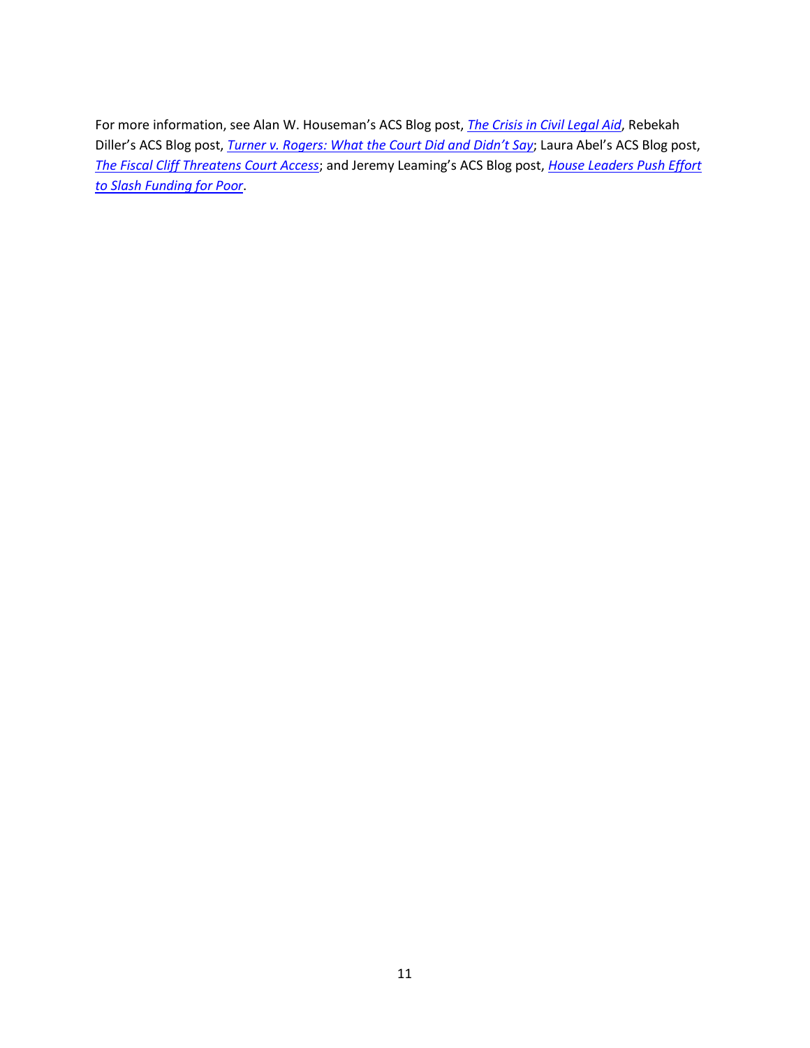For more information, see Alan W. Houseman's ACS Blog post, *The Crisis in Civil Legal Aid*, Rebekah Diller's ACS Blog post, *Turner v. Rogers: What the Court Did and Didn't Say*; Laura Abel's ACS Blog post, *The Fiscal Cliff Threatens Court Access*; and Jeremy Leaming's ACS Blog post, *House Leaders Push Effort to Slash Funding for Poor*.